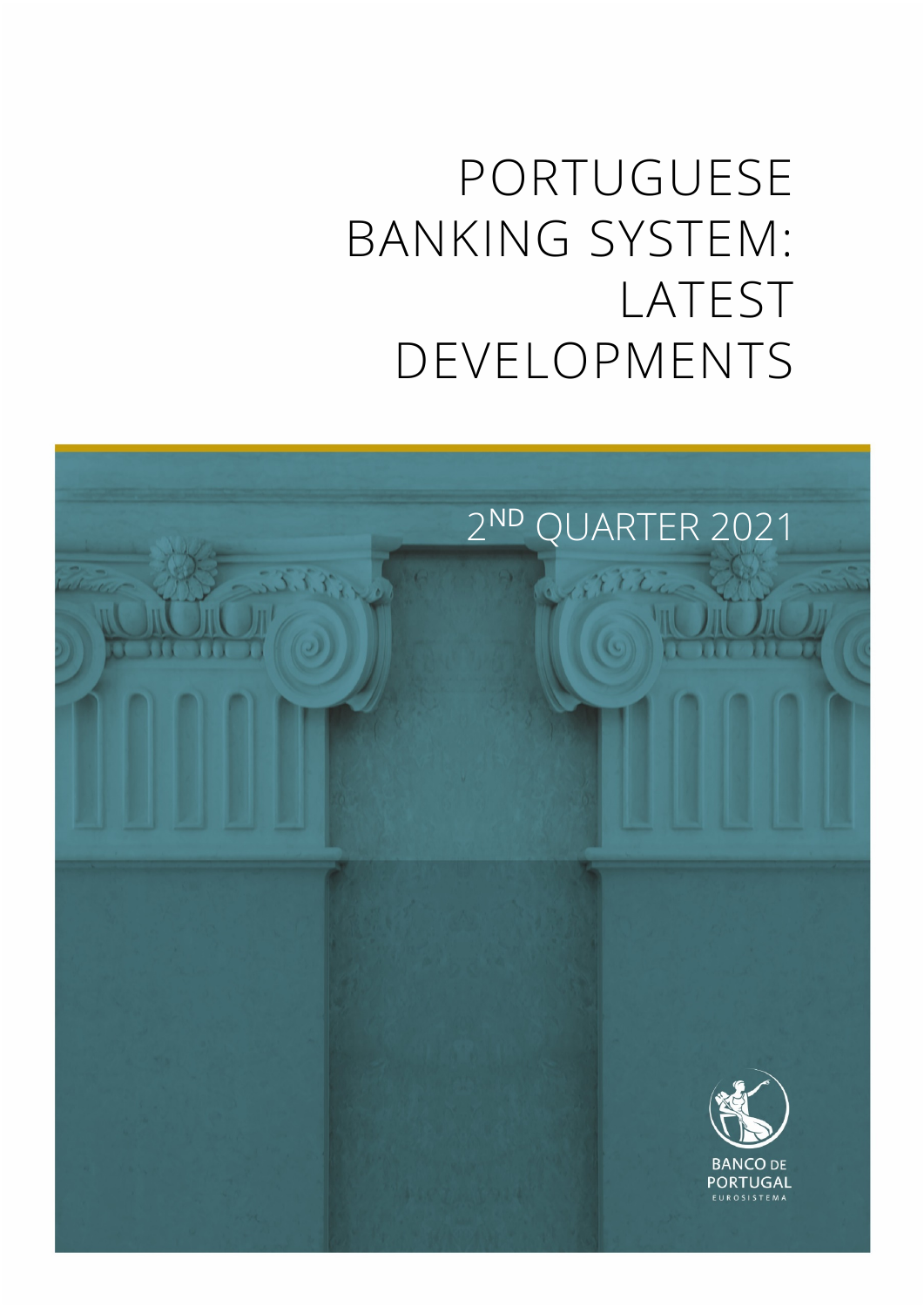# PORTUGUESE BANKING SYSTEM: LATEST DEVELOPMENTS

2ND QUARTER 2021

BANCO DE PORTUGAL
EUROSISTEMA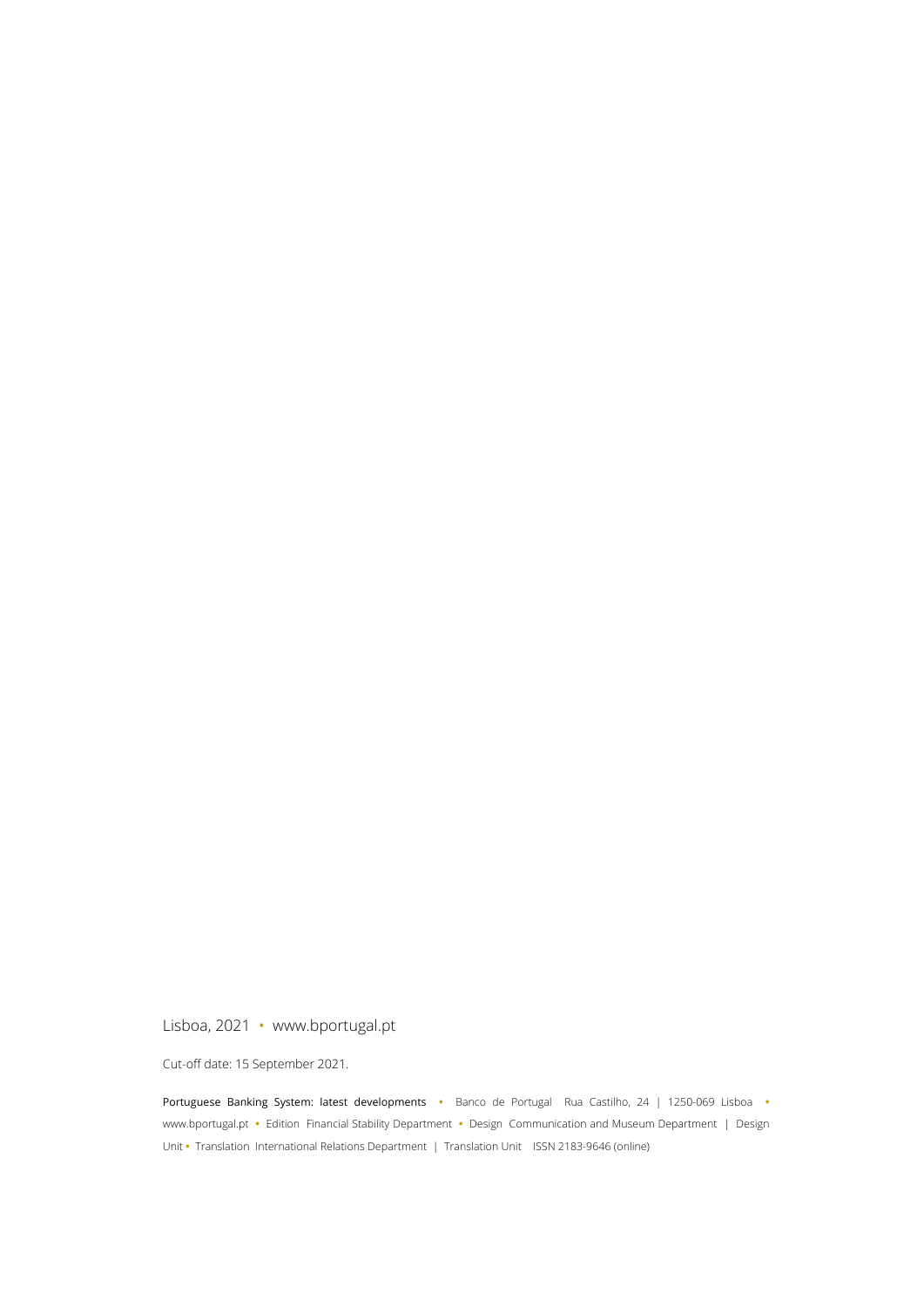Lisboa, 2021 • www.bportugal.pt

Cut-off date: 15 September 2021.

Portuguese Banking System: latest developments • Banco de Portugal Rua Castilho, 24 | 1250-069 Lisboa • www.bportugal.pt • Edition Financial Stability Department • Design Communication and Museum Department | Design Unit • Translation International Relations Department | Translation Unit ISSN 2183-9646 (online)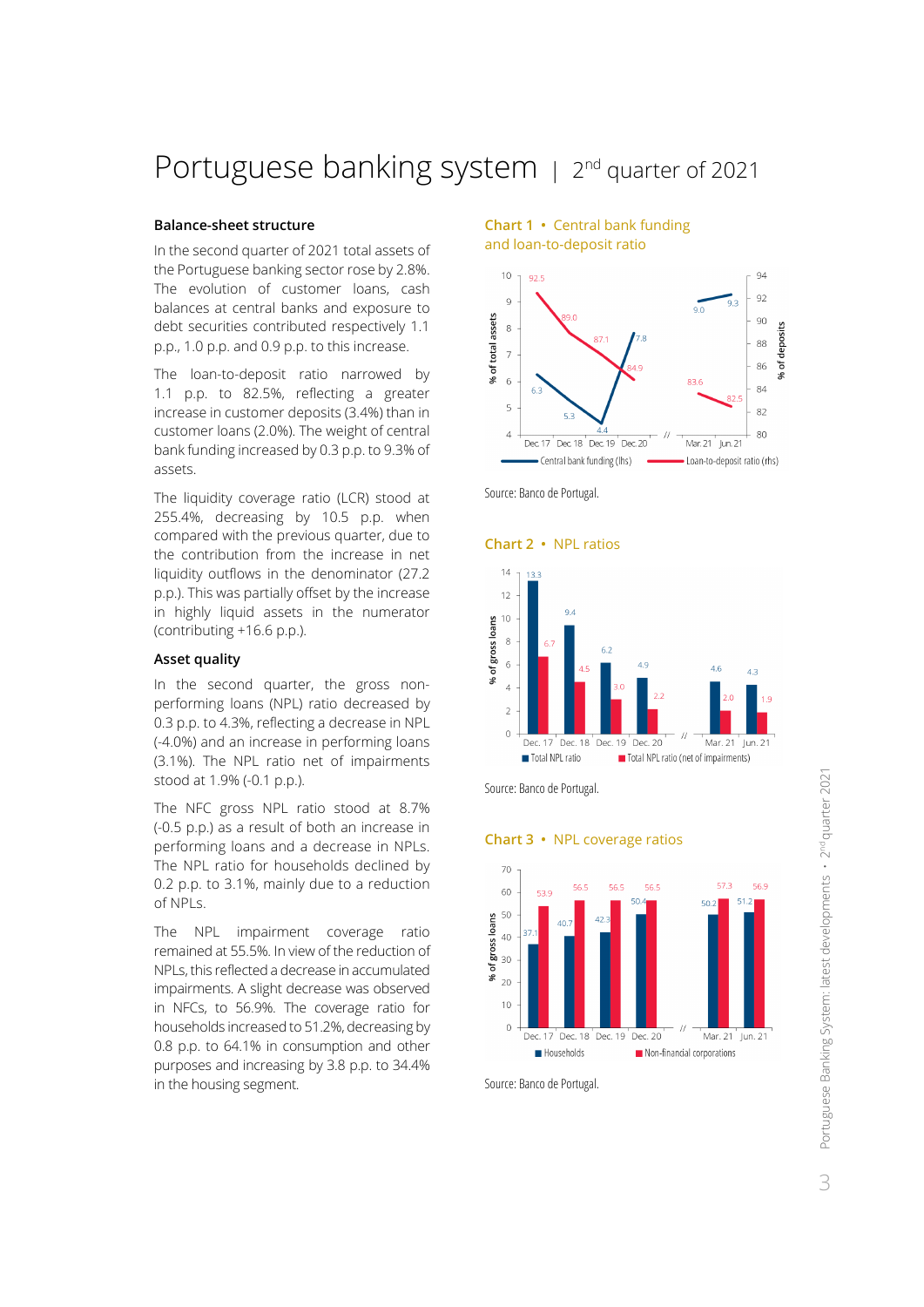# Portuguese banking system | 2nd quarter of 2021

## Balance-sheet structure

In the second quarter of 2021 total assets of the Portuguese banking sector rose by 2.8%. The evolution of customer loans, cash balances at central banks and exposure to debt securities contributed respectively 1.1 p.p., 1.0 p.p. and 0.9 p.p. to this increase.

The loan-to-deposit ratio narrowed by 1.1 p.p. to 82.5%, reflecting a greater increase in customer deposits (3.4%) than in customer loans (2.0%). The weight of central bank funding increased by 0.3 p.p. to 9.3% of assets.

The liquidity coverage ratio (LCR) stood at 255.4%, decreasing by 10.5 p.p. when compared with the previous quarter, due to the contribution from the increase in net liquidity outflows in the denominator (27.2 p.p.). This was partially offset by the increase in highly liquid assets in the numerator (contributing +16.6 p.p.).

## Asset quality

In the second quarter, the gross non-performing loans (NPL) ratio decreased by 0.3 p.p. to 4.3%, reflecting a decrease in NPL (-4.0%) and an increase in performing loans (3.1%). The NPL ratio net of impairments stood at 1.9% (-0.1 p.p.).

The NFC gross NPL ratio stood at 8.7% (-0.5 p.p.) as a result of both an increase in performing loans and a decrease in NPLs. The NPL ratio for households declined by 0.2 p.p. to 3.1%, mainly due to a reduction of NPLs.

The NPL impairment coverage ratio remained at 55.5%. In view of the reduction of NPLs, this reflected a decrease in accumulated impairments. A slight decrease was observed in NFCs, to 56.9%. The coverage ratio for households increased to 51.2%, decreasing by 0.8 p.p. to 64.1% in consumption and other purposes and increasing by 3.8 p.p. to 34.4% in the housing segment.

**Chart 1 • Central bank funding and loan-to-deposit ratio**

| | Dec. 17 | Dec. 18 | Dec. 19 | Dec. 20 | Mar. 21 | Jun. 21 |
|---|---|---|---|---|---|---|
| Central bank funding (lhs, % of total assets) | 6.3 | 5.3 | 4.4 | 7.8 | 9.0 | 9.3 |
| Loan-to-deposit ratio (rhs, % of deposits) | 92.5 | 89.0 | 87.1 | 84.9 | 83.6 | 82.5 |

Source: Banco de Portugal.

**Chart 2 • NPL ratios**

| % of gross loans | Dec. 17 | Dec. 18 | Dec. 19 | Dec. 20 | Mar. 21 | Jun. 21 |
|---|---|---|---|---|---|---|
| Total NPL ratio | 13.3 | 9.4 | 6.2 | 4.9 | 4.6 | 4.3 |
| Total NPL ratio (net of impairments) | 6.7 | 4.5 | 3.0 | 2.2 | 2.0 | 1.9 |

Source: Banco de Portugal.

**Chart 3 • NPL coverage ratios**

| % of gross loans | Dec. 17 | Dec. 18 | Dec. 19 | Dec. 20 | Mar. 21 | Jun. 21 |
|---|---|---|---|---|---|---|
| Households | 37.1 | 40.7 | 42.3 | 50.4 | 50.2 | 51.2 |
| Non-financial corporations | 53.9 | 56.5 | 56.5 | 56.5 | 57.3 | 56.9 |

Source: Banco de Portugal.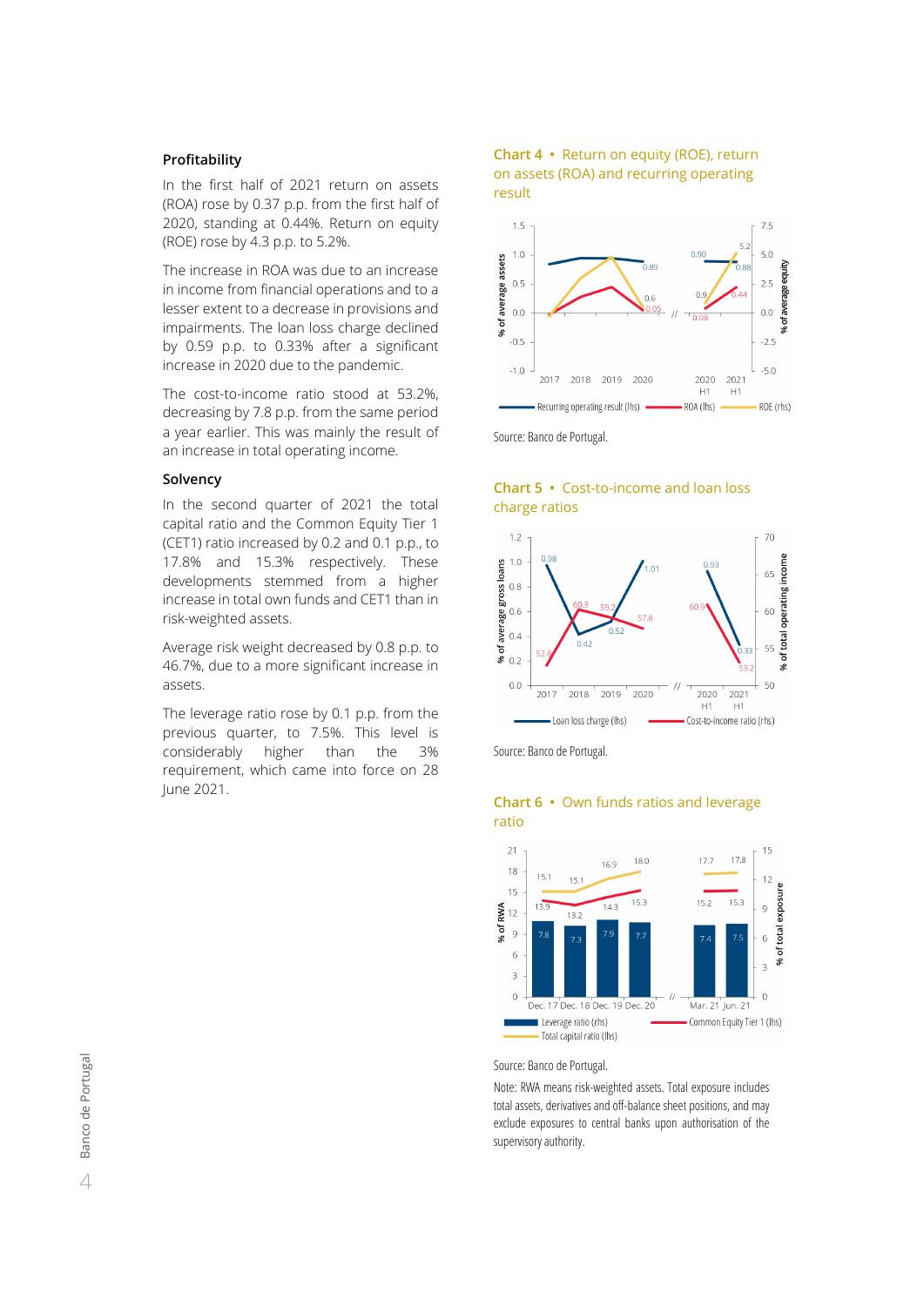### Profitability

In the first half of 2021 return on assets (ROA) rose by 0.37 p.p. from the first half of 2020, standing at 0.44%. Return on equity (ROE) rose by 4.3 p.p. to 5.2%.

The increase in ROA was due to an increase in income from financial operations and to a lesser extent to a decrease in provisions and impairments. The loan loss charge declined by 0.59 p.p. to 0.33% after a significant increase in 2020 due to the pandemic.

The cost-to-income ratio stood at 53.2%, decreasing by 7.8 p.p. from the same period a year earlier. This was mainly the result of an increase in total operating income.

### Solvency

In the second quarter of 2021 the total capital ratio and the Common Equity Tier 1 (CET1) ratio increased by 0.2 and 0.1 p.p., to 17.8% and 15.3% respectively. These developments stemmed from a higher increase in total own funds and CET1 than in risk-weighted assets.

Average risk weight decreased by 0.8 p.p. to 46.7%, due to a more significant increase in assets.

The leverage ratio rose by 0.1 p.p. from the previous quarter, to 7.5%. This level is considerably higher than the 3% requirement, which came into force on 28 June 2021.

**Chart 4 • Return on equity (ROE), return on assets (ROA) and recurring operating result**

Source: Banco de Portugal.

**Chart 5 • Cost-to-income and loan loss charge ratios**

Source: Banco de Portugal.

**Chart 6 • Own funds ratios and leverage ratio**

Source: Banco de Portugal.

Note: RWA means risk-weighted assets. Total exposure includes total assets, derivatives and off-balance sheet positions, and may exclude exposures to central banks upon authorisation of the supervisory authority.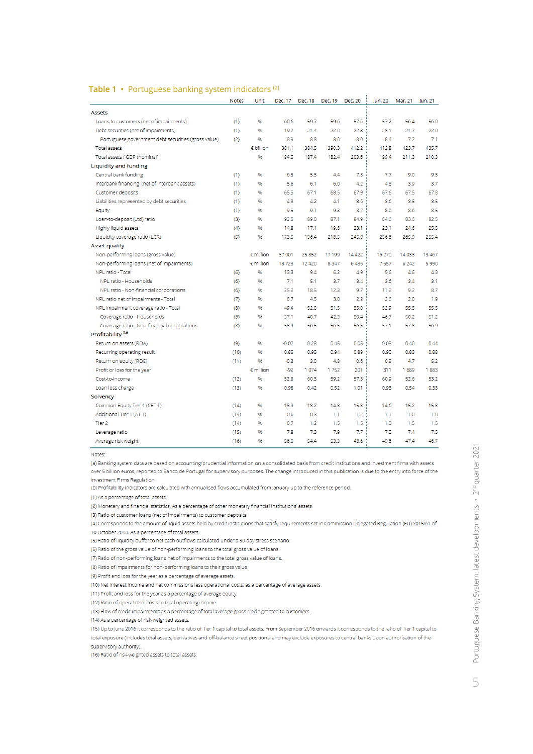## Table 1 • Portuguese banking system indicators [(a)]

| | Notes | Unit | Dec. 17 | Dec. 18 | Dec. 19 | Dec. 20 | Jun. 20 | Mar. 21 | Jun. 21 |
|---|---|---|---|---|---|---|---|---|---|
| **Assets** | | | | | | | | | |
| Loans to customers (net of impairments) | (1) | % | 60.6 | 59.7 | 59.6 | 57.6 | 57.2 | 56.4 | 56.0 |
| Debt securities (net of impairments) | (1) | % | 19.2 | 21.4 | 22.0 | 22.3 | 23.1 | 21.7 | 22.0 |
| Portuguese government debt securities (gross value) | (2) | % | 8.3 | 8.8 | 8.0 | 8.0 | 8.4 | 7.2 | 7.1 |
| Total assets | | € billion | 381.1 | 384.5 | 390.3 | 412.2 | 412.8 | 423.7 | 435.7 |
| Total assets / GDP (nominal) | | % | 194.5 | 187.4 | 182.4 | 203.6 | 199.4 | 211.3 | 210.3 |
| **Liquidity and funding** | | | | | | | | | |
| Central bank funding | (1) | % | 6.3 | 5.3 | 4.4 | 7.8 | 7.7 | 9.0 | 9.3 |
| Interbank financing (net of interbank assets) | (1) | % | 5.6 | 6.1 | 6.0 | 4.2 | 4.8 | 3.9 | 3.7 |
| Customer deposits | (1) | % | 65.5 | 67.1 | 68.5 | 67.9 | 67.6 | 67.5 | 67.8 |
| Liabilities represented by debt securities | (1) | % | 4.8 | 4.2 | 4.1 | 3.6 | 3.6 | 3.5 | 3.5 |
| Equity | (1) | % | 9.5 | 9.1 | 9.3 | 8.7 | 8.6 | 8.6 | 8.5 |
| Loan-to-deposit (LtD) ratio | (3) | % | 92.5 | 89.0 | 87.1 | 84.9 | 84.6 | 83.6 | 82.5 |
| Highly liquid assets | (4) | % | 14.8 | 17.1 | 19.6 | 23.1 | 23.1 | 24.6 | 25.5 |
| Liquidity coverage ratio (LCR) | (5) | % | 173.5 | 196.4 | 218.5 | 245.9 | 256.6 | 265.9 | 255.4 |
| **Asset quality** | | | | | | | | | |
| Non-performing loans (gross value) | | € million | 37 001 | 25 852 | 17 199 | 14 422 | 16 270 | 14 033 | 13 467 |
| Non-performing loans (net of impairments) | | € million | 18 728 | 12 420 | 8 347 | 6 486 | 7 657 | 6 242 | 5 990 |
| NPL ratio - Total | (6) | % | 13.3 | 9.4 | 6.2 | 4.9 | 5.6 | 4.6 | 4.3 |
| NPL ratio - Households | (6) | % | 7.1 | 5.1 | 3.7 | 3.4 | 3.6 | 3.4 | 3.1 |
| NPL ratio - Non-financial corporations | (6) | % | 25.2 | 18.5 | 12.3 | 9.7 | 11.2 | 9.2 | 8.7 |
| NPL ratio net of impairments - Total | (7) | % | 6.7 | 4.5 | 3.0 | 2.2 | 2.6 | 2.0 | 1.9 |
| NPL impairment coverage ratio - Total | (8) | % | 49.4 | 52.0 | 51.5 | 55.0 | 52.9 | 55.5 | 55.5 |
| Coverage ratio - Households | (8) | % | 37.1 | 40.7 | 42.3 | 50.4 | 46.7 | 50.2 | 51.2 |
| Coverage ratio - Non-financial corporations | (8) | % | 53.9 | 56.5 | 56.5 | 56.5 | 57.1 | 57.3 | 56.9 |
| **Profitability** [(b)] | | | | | | | | | |
| Return on assets (ROA) | (9) | % | -0.02 | 0.29 | 0.45 | 0.05 | 0.08 | 0.40 | 0.44 |
| Recurring operating result | (10) | % | 0.85 | 0.95 | 0.94 | 0.89 | 0.90 | 0.83 | 0.88 |
| Return on equity (ROE) | (11) | % | -0.3 | 3.0 | 4.8 | 0.6 | 0.9 | 4.7 | 5.2 |
| Profit or loss for the year | | € million | -92 | 1 074 | 1 752 | 201 | 311 | 1 689 | 1 883 |
| Cost-to-income | (12) | % | 52.8 | 60.3 | 59.2 | 57.8 | 60.9 | 52.6 | 53.2 |
| Loan loss charge | (13) | % | 0.98 | 0.42 | 0.52 | 1.01 | 0.93 | 0.54 | 0.33 |
| **Solvency** | | | | | | | | | |
| Common Equity Tier 1 (CET 1) | (14) | % | 13.9 | 13.2 | 14.3 | 15.3 | 14.6 | 15.2 | 15.3 |
| Additional Tier 1 (AT 1) | (14) | % | 0.6 | 0.8 | 1.1 | 1.2 | 1.1 | 1.0 | 1.0 |
| Tier 2 | (14) | % | 0.7 | 1.2 | 1.5 | 1.5 | 1.5 | 1.5 | 1.5 |
| Leverage ratio | (15) | % | 7.8 | 7.3 | 7.9 | 7.7 | 7.5 | 7.4 | 7.5 |
| Average risk weight | (16) | % | 56.0 | 54.4 | 53.3 | 48.6 | 49.6 | 47.4 | 46.7 |

Notes:

(a) Banking system data are based on accounting/prudential information on a consolidated basis from credit institutions and investment firms with assets over 5 billion euros, reported to Banco de Portugal for supervisory purposes. The change introduced in this publication is due to the entry into force of the Investment Firms Regulation.

(b) Profitability indicators are calculated with annualised flows accumulated from January up to the reference period.

(1) As a percentage of total assets.

(2) Monetary and financial statistics. As a percentage of other monetary financial institutions' assets.

(3) Ratio of customer loans (net of impairments) to customer deposits.

(4) Corresponds to the amount of liquid assets held by credit institutions that satisfy requirements set in Commission Delegated Regulation (EU) 2015/61 of 10 October 2014. As a percentage of total assets.

(5) Ratio of liquidity buffer to net cash outflows calculated under a 30-day stress scenario.

(6) Ratio of the gross value of non-performing loans to the total gross value of loans.

(7) Ratio of non-performing loans net of impairments to the total gross value of loans.

(8) Ratio of impairments for non-performing loans to their gross value.

(9) Profit and loss for the year as a percentage of average assets.

(10) Net interest income and net commissions less operational costs; as a percentage of average assets.

(11) Profit and loss for the year as a percentage of average equity.

(12) Ratio of operational costs to total operating income.

(13) Flow of credit impairments as a percentage of total average gross credit granted to customers.

(14) As a percentage of risk-weighted assets.

(15) Up to June 2016 it corresponds to the ratio of Tier 1 capital to total assets. From September 2016 onwards it corresponds to the ratio of Tier 1 capital to total exposure (includes total assets, derivatives and off-balance sheet positions, and may exclude exposures to central banks upon authorisation of the supervisory authority).

(16) Ratio of risk-weighted assets to total assets.